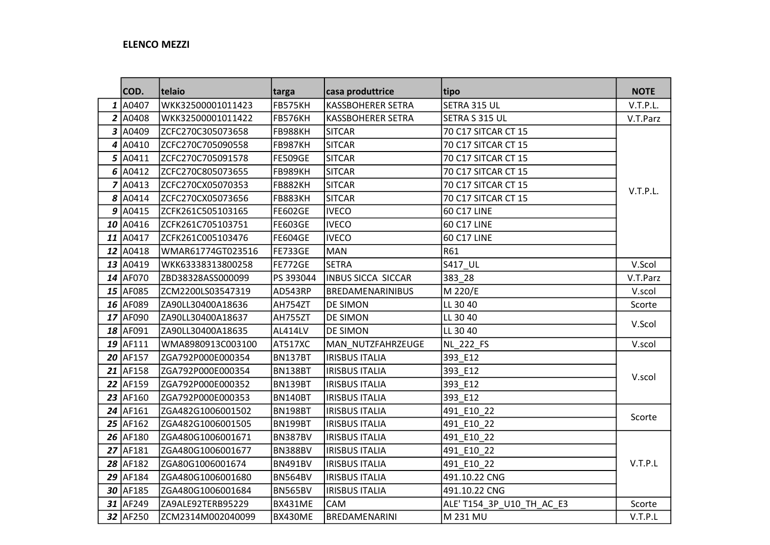**ELENCO MEZZI**

| | COD. | telaio | targa | casa produttrice | tipo | NOTE |
|---|---|---|---|---|---|---|
| 1 | A0407 | WKK32500001011423 | FB575KH | KASSBOHERER SETRA | SETRA 315 UL | V.T.P.L. |
| 2 | A0408 | WKK32500001011422 | FB576KH | KASSBOHERER SETRA | SETRA S 315 UL | V.T.Parz |
| 3 | A0409 | ZCFC270C305073658 | FB988KH | SITCAR | 70 C17 SITCAR CT 15 | V.T.P.L. |
| 4 | A0410 | ZCFC270C705090558 | FB987KH | SITCAR | 70 C17 SITCAR CT 15 | |
| 5 | A0411 | ZCFC270C705091578 | FE509GE | SITCAR | 70 C17 SITCAR CT 15 | |
| 6 | A0412 | ZCFC270C805073655 | FB989KH | SITCAR | 70 C17 SITCAR CT 15 | |
| 7 | A0413 | ZCFC270CX05070353 | FB882KH | SITCAR | 70 C17 SITCAR CT 15 | |
| 8 | A0414 | ZCFC270CX05073656 | FB883KH | SITCAR | 70 C17 SITCAR CT 15 | |
| 9 | A0415 | ZCFK261C505103165 | FE602GE | IVECO | 60 C17 LINE | |
| 10 | A0416 | ZCFK261C705103751 | FE603GE | IVECO | 60 C17 LINE | |
| 11 | A0417 | ZCFK261C005103476 | FE604GE | IVECO | 60 C17 LINE | |
| 12 | A0418 | WMAR61774GT023516 | FE733GE | MAN | R61 | |
| 13 | A0419 | WKK63338313800258 | FE772GE | SETRA | S417_UL | V.Scol |
| 14 | AF070 | ZBD38328ASS000099 | PS 393044 | INBUS SICCA SICCAR | 383_28 | V.T.Parz |
| 15 | AF085 | ZCM2200LS03547319 | AD543RP | BREDAMENARINIBUS | M 220/E | V.scol |
| 16 | AF089 | ZA90LL30400A18636 | AH754ZT | DE SIMON | LL 30 40 | Scorte |
| 17 | AF090 | ZA90LL30400A18637 | AH755ZT | DE SIMON | LL 30 40 | V.Scol |
| 18 | AF091 | ZA90LL30400A18635 | AL414LV | DE SIMON | LL 30 40 | |
| 19 | AF111 | WMA8980913C003100 | AT517XC | MAN_NUTZFAHRZEUGE | NL_222_FS | V.scol |
| 20 | AF157 | ZGA792P000E000354 | BN137BT | IRISBUS ITALIA | 393_E12 | V.scol |
| 21 | AF158 | ZGA792P000E000354 | BN138BT | IRISBUS ITALIA | 393_E12 | |
| 22 | AF159 | ZGA792P000E000352 | BN139BT | IRISBUS ITALIA | 393_E12 | |
| 23 | AF160 | ZGA792P000E000353 | BN140BT | IRISBUS ITALIA | 393_E12 | |
| 24 | AF161 | ZGA482G1006001502 | BN198BT | IRISBUS ITALIA | 491_E10_22 | Scorte |
| 25 | AF162 | ZGA482G1006001505 | BN199BT | IRISBUS ITALIA | 491_E10_22 | |
| 26 | AF180 | ZGA480G1006001671 | BN387BV | IRISBUS ITALIA | 491_E10_22 | V.T.P.L |
| 27 | AF181 | ZGA480G1006001677 | BN388BV | IRISBUS ITALIA | 491_E10_22 | |
| 28 | AF182 | ZGA80G1006001674 | BN491BV | IRISBUS ITALIA | 491_E10_22 | |
| 29 | AF184 | ZGA480G1006001680 | BN564BV | IRISBUS ITALIA | 491.10.22 CNG | |
| 30 | AF185 | ZGA480G1006001684 | BN565BV | IRISBUS ITALIA | 491.10.22 CNG | |
| 31 | AF249 | ZA9ALE92TERB95229 | BX431ME | CAM | ALE' T154_3P_U10_TH_AC_E3 | Scorte |
| 32 | AF250 | ZCM2314M002040099 | BX430ME | BREDAMENARINI | M 231 MU | V.T.P.L |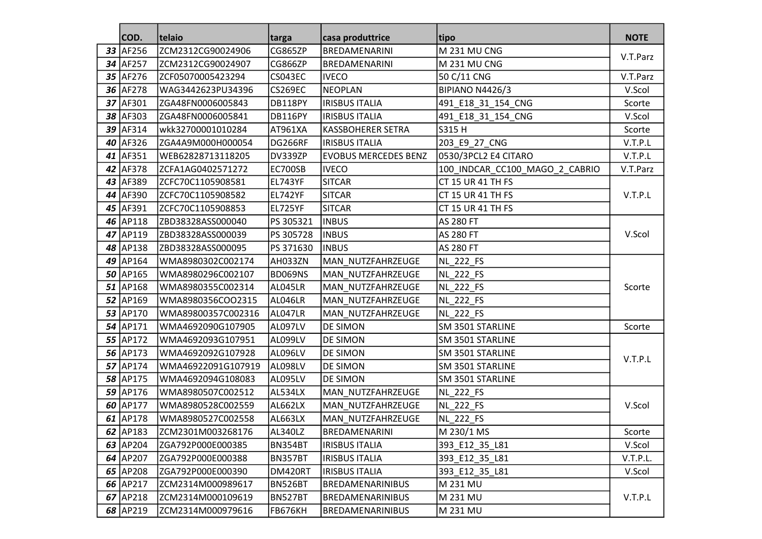| | COD. | telaio | targa | casa produttrice | tipo | NOTE |
|---|---|---|---|---|---|---|
| 33 | AF256 | ZCM2312CG90024906 | CG865ZP | BREDAMENARINI | M 231 MU CNG | V.T.Parz |
| 34 | AF257 | ZCM2312CG90024907 | CG866ZP | BREDAMENARINI | M 231 MU CNG | |
| 35 | AF276 | ZCF05070005423294 | CS043EC | IVECO | 50 C/11 CNG | V.T.Parz |
| 36 | AF278 | WAG3442623PU34396 | CS269EC | NEOPLAN | BIPIANO N4426/3 | V.Scol |
| 37 | AF301 | ZGA48FN0006005843 | DB118PY | IRISBUS ITALIA | 491_E18_31_154_CNG | Scorte |
| 38 | AF303 | ZGA48FN0006005841 | DB116PY | IRISBUS ITALIA | 491_E18_31_154_CNG | V.Scol |
| 39 | AF314 | wkk32700001010284 | AT961XA | KASSBOHERER SETRA | S315 H | Scorte |
| 40 | AF326 | ZGA4A9M000H000054 | DG266RF | IRISBUS ITALIA | 203_E9_27_CNG | V.T.P.L |
| 41 | AF351 | WEB62828713118205 | DV339ZP | EVOBUS MERCEDES BENZ | 0530/3PCL2 E4 CITARO | V.T.P.L |
| 42 | AF378 | ZCFA1AG0402571272 | EC700SB | IVECO | 100_INDCAR_CC100_MAGO_2_CABRIO | V.T.Parz |
| 43 | AF389 | ZCFC70C1105908581 | EL743YF | SITCAR | CT 15 UR 41 TH FS | V.T.P.L |
| 44 | AF390 | ZCFC70C1105908582 | EL742YF | SITCAR | CT 15 UR 41 TH FS | |
| 45 | AF391 | ZCFC70C1105908853 | EL725YF | SITCAR | CT 15 UR 41 TH FS | |
| 46 | AP118 | ZBD38328ASS000040 | PS 305321 | INBUS | AS 280 FT | V.Scol |
| 47 | AP119 | ZBD38328ASS000039 | PS 305728 | INBUS | AS 280 FT | |
| 48 | AP138 | ZBD38328ASS000095 | PS 371630 | INBUS | AS 280 FT | |
| 49 | AP164 | WMA8980302C002174 | AH033ZN | MAN_NUTZFAHRZEUGE | NL_222_FS | Scorte |
| 50 | AP165 | WMA8980296C002107 | BD069NS | MAN_NUTZFAHRZEUGE | NL_222_FS | |
| 51 | AP168 | WMA8980355C002314 | AL045LR | MAN_NUTZFAHRZEUGE | NL_222_FS | |
| 52 | AP169 | WMA8980356COO2315 | AL046LR | MAN_NUTZFAHRZEUGE | NL_222_FS | |
| 53 | AP170 | WMA89800357C002316 | AL047LR | MAN_NUTZFAHRZEUGE | NL_222_FS | |
| 54 | AP171 | WMA4692090G107905 | AL097LV | DE SIMON | SM 3501 STARLINE | Scorte |
| 55 | AP172 | WMA4692093G107951 | AL099LV | DE SIMON | SM 3501 STARLINE | V.T.P.L |
| 56 | AP173 | WMA4692092G107928 | AL096LV | DE SIMON | SM 3501 STARLINE | |
| 57 | AP174 | WMA46922091G107919 | AL098LV | DE SIMON | SM 3501 STARLINE | |
| 58 | AP175 | WMA4692094G108083 | AL095LV | DE SIMON | SM 3501 STARLINE | |
| 59 | AP176 | WMA8980507C002512 | AL534LX | MAN_NUTZFAHRZEUGE | NL_222_FS | V.Scol |
| 60 | AP177 | WMA8980528C002559 | AL662LX | MAN_NUTZFAHRZEUGE | NL_222_FS | |
| 61 | AP178 | WMA8980527C002558 | AL663LX | MAN_NUTZFAHRZEUGE | NL_222_FS | |
| 62 | AP183 | ZCM2301M003268176 | AL340LZ | BREDAMENARINI | M 230/1 MS | Scorte |
| 63 | AP204 | ZGA792P000E000385 | BN354BT | IRISBUS ITALIA | 393_E12_35_L81 | V.Scol |
| 64 | AP207 | ZGA792P000E000388 | BN357BT | IRISBUS ITALIA | 393_E12_35_L81 | V.T.P.L. |
| 65 | AP208 | ZGA792P000E000390 | DM420RT | IRISBUS ITALIA | 393_E12_35_L81 | V.Scol |
| 66 | AP217 | ZCM2314M000989617 | BN526BT | BREDAMENARINIBUS | M 231 MU | V.T.P.L |
| 67 | AP218 | ZCM2314M000109619 | BN527BT | BREDAMENARINIBUS | M 231 MU | |
| 68 | AP219 | ZCM2314M000979616 | FB676KH | BREDAMENARINIBUS | M 231 MU | |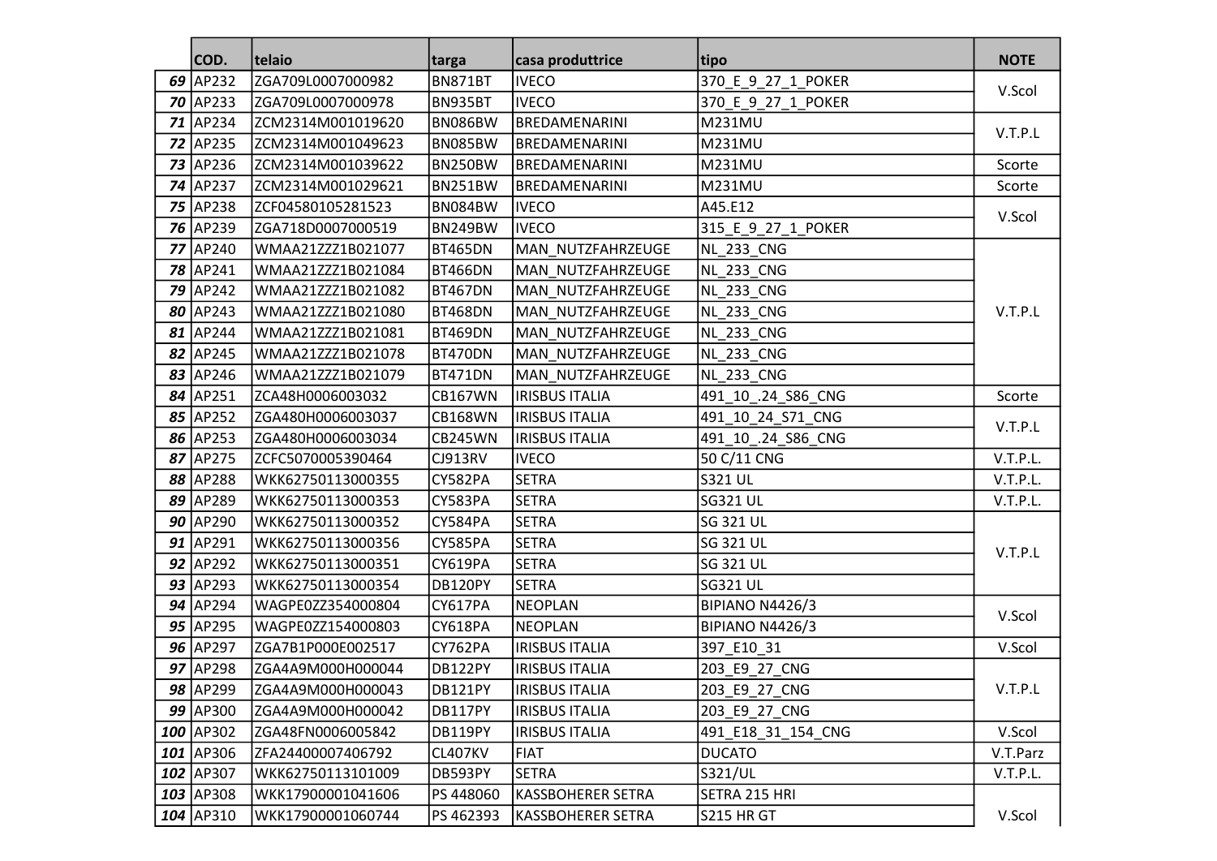| | COD. | telaio | targa | casa produttrice | tipo | NOTE |
|---|---|---|---|---|---|---|
| ***69*** | AP232 | ZGA709L0007000982 | BN871BT | IVECO | 370_E_9_27_1_POKER | V.Scol |
| ***70*** | AP233 | ZGA709L0007000978 | BN935BT | IVECO | 370_E_9_27_1_POKER | |
| ***71*** | AP234 | ZCM2314M001019620 | BN086BW | BREDAMENARINI | M231MU | V.T.P.L |
| ***72*** | AP235 | ZCM2314M001049623 | BN085BW | BREDAMENARINI | M231MU | |
| ***73*** | AP236 | ZCM2314M001039622 | BN250BW | BREDAMENARINI | M231MU | Scorte |
| ***74*** | AP237 | ZCM2314M001029621 | BN251BW | BREDAMENARINI | M231MU | Scorte |
| ***75*** | AP238 | ZCF04580105281523 | BN084BW | IVECO | A45.E12 | V.Scol |
| ***76*** | AP239 | ZGA718D0007000519 | BN249BW | IVECO | 315_E_9_27_1_POKER | |
| ***77*** | AP240 | WMAA21ZZZ1B021077 | BT465DN | MAN_NUTZFAHRZEUGE | NL_233_CNG | V.T.P.L |
| ***78*** | AP241 | WMAA21ZZZ1B021084 | BT466DN | MAN_NUTZFAHRZEUGE | NL_233_CNG | |
| ***79*** | AP242 | WMAA21ZZZ1B021082 | BT467DN | MAN_NUTZFAHRZEUGE | NL_233_CNG | |
| ***80*** | AP243 | WMAA21ZZZ1B021080 | BT468DN | MAN_NUTZFAHRZEUGE | NL_233_CNG | |
| ***81*** | AP244 | WMAA21ZZZ1B021081 | BT469DN | MAN_NUTZFAHRZEUGE | NL_233_CNG | |
| ***82*** | AP245 | WMAA21ZZZ1B021078 | BT470DN | MAN_NUTZFAHRZEUGE | NL_233_CNG | |
| ***83*** | AP246 | WMAA21ZZZ1B021079 | BT471DN | MAN_NUTZFAHRZEUGE | NL_233_CNG | |
| ***84*** | AP251 | ZCA48H0006003032 | CB167WN | IRISBUS ITALIA | 491_10_.24_S86_CNG | Scorte |
| ***85*** | AP252 | ZGA480H0006003037 | CB168WN | IRISBUS ITALIA | 491_10_24_S71_CNG | V.T.P.L |
| ***86*** | AP253 | ZGA480H0006003034 | CB245WN | IRISBUS ITALIA | 491_10_.24_S86_CNG | |
| ***87*** | AP275 | ZCFC5070005390464 | CJ913RV | IVECO | 50 C/11 CNG | V.T.P.L. |
| ***88*** | AP288 | WKK62750113000355 | CY582PA | SETRA | S321 UL | V.T.P.L. |
| ***89*** | AP289 | WKK62750113000353 | CY583PA | SETRA | SG321 UL | V.T.P.L. |
| ***90*** | AP290 | WKK62750113000352 | CY584PA | SETRA | SG 321 UL | V.T.P.L |
| ***91*** | AP291 | WKK62750113000356 | CY585PA | SETRA | SG 321 UL | |
| ***92*** | AP292 | WKK62750113000351 | CY619PA | SETRA | SG 321 UL | |
| ***93*** | AP293 | WKK62750113000354 | DB120PY | SETRA | SG321 UL | |
| ***94*** | AP294 | WAGPE0ZZ354000804 | CY617PA | NEOPLAN | BIPIANO N4426/3 | V.Scol |
| ***95*** | AP295 | WAGPE0ZZ154000803 | CY618PA | NEOPLAN | BIPIANO N4426/3 | |
| ***96*** | AP297 | ZGA7B1P000E002517 | CY762PA | IRISBUS ITALIA | 397_E10_31 | V.Scol |
| ***97*** | AP298 | ZGA4A9M000H000044 | DB122PY | IRISBUS ITALIA | 203_E9_27_CNG | V.T.P.L |
| ***98*** | AP299 | ZGA4A9M000H000043 | DB121PY | IRISBUS ITALIA | 203_E9_27_CNG | |
| ***99*** | AP300 | ZGA4A9M000H000042 | DB117PY | IRISBUS ITALIA | 203_E9_27_CNG | |
| ***100*** | AP302 | ZGA48FN0006005842 | DB119PY | IRISBUS ITALIA | 491_E18_31_154_CNG | V.Scol |
| ***101*** | AP306 | ZFA24400007406792 | CL407KV | FIAT | DUCATO | V.T.Parz |
| ***102*** | AP307 | WKK62750113101009 | DB593PY | SETRA | S321/UL | V.T.P.L. |
| ***103*** | AP308 | WKK17900001041606 | PS 448060 | KASSBOHERER SETRA | SETRA 215 HRI | V.Scol |
| ***104*** | AP310 | WKK17900001060744 | PS 462393 | KASSBOHERER SETRA | S215 HR GT | |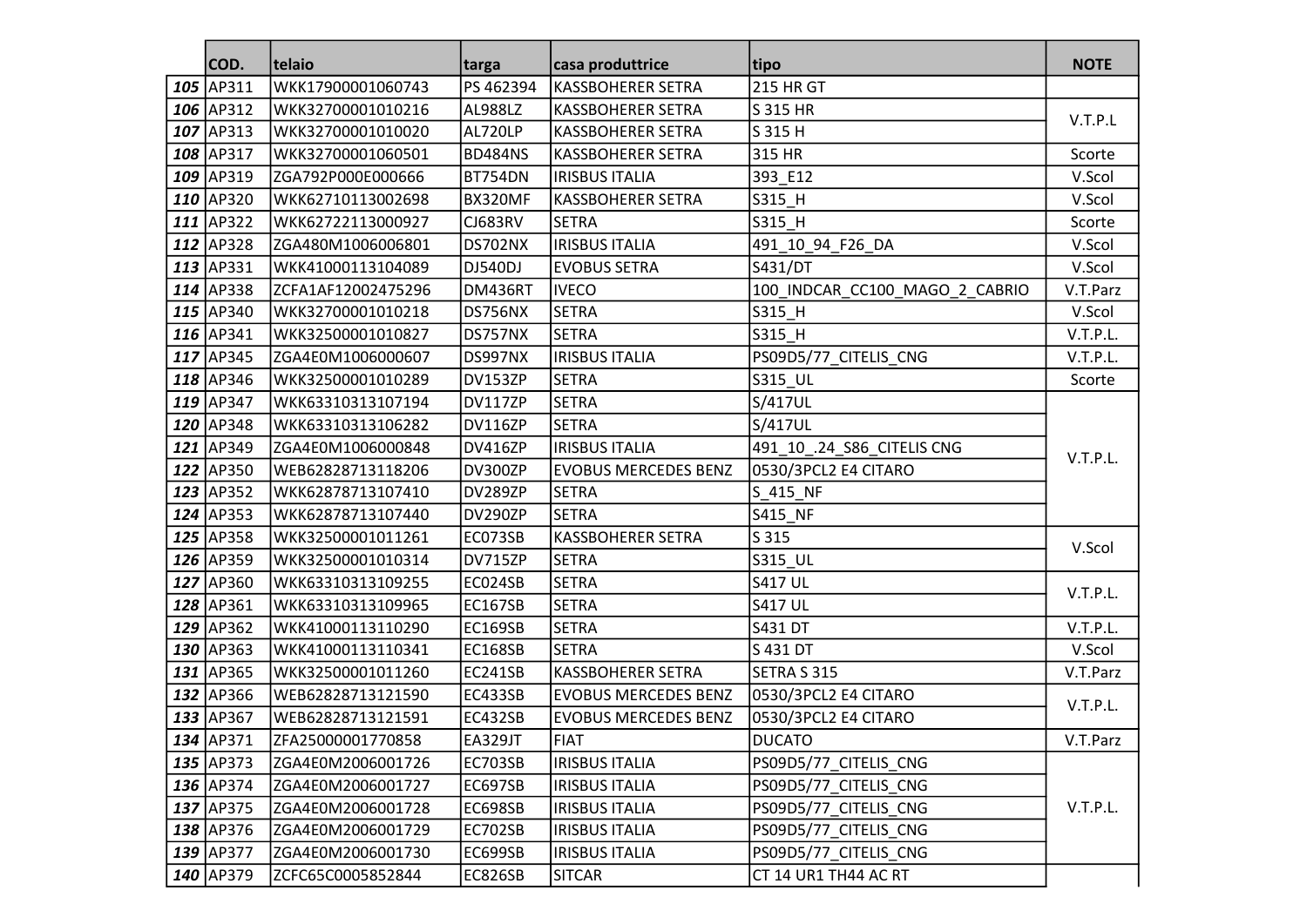| | COD. | telaio | targa | casa produttrice | tipo | NOTE |
|---|---|---|---|---|---|---|
| ***105*** | AP311 | WKK17900001060743 | PS 462394 | KASSBOHERER SETRA | 215 HR GT | |
| ***106*** | AP312 | WKK32700001010216 | AL988LZ | KASSBOHERER SETRA | S 315 HR | V.T.P.L |
| ***107*** | AP313 | WKK32700001010020 | AL720LP | KASSBOHERER SETRA | S 315 H | |
| ***108*** | AP317 | WKK32700001060501 | BD484NS | KASSBOHERER SETRA | 315 HR | Scorte |
| ***109*** | AP319 | ZGA792P000E000666 | BT754DN | IRISBUS ITALIA | 393_E12 | V.Scol |
| ***110*** | AP320 | WKK62710113002698 | BX320MF | KASSBOHERER SETRA | S315_H | V.Scol |
| ***111*** | AP322 | WKK62722113000927 | CJ683RV | SETRA | S315_H | Scorte |
| ***112*** | AP328 | ZGA480M1006006801 | DS702NX | IRISBUS ITALIA | 491_10_94_F26_DA | V.Scol |
| ***113*** | AP331 | WKK41000113104089 | DJ540DJ | EVOBUS SETRA | S431/DT | V.Scol |
| ***114*** | AP338 | ZCFA1AF12002475296 | DM436RT | IVECO | 100_INDCAR_CC100_MAGO_2_CABRIO | V.T.Parz |
| ***115*** | AP340 | WKK32700001010218 | DS756NX | SETRA | S315_H | V.Scol |
| ***116*** | AP341 | WKK32500001010827 | DS757NX | SETRA | S315_H | V.T.P.L. |
| ***117*** | AP345 | ZGA4E0M1006000607 | DS997NX | IRISBUS ITALIA | PS09D5/77_CITELIS_CNG | V.T.P.L. |
| ***118*** | AP346 | WKK32500001010289 | DV153ZP | SETRA | S315_UL | Scorte |
| ***119*** | AP347 | WKK63310313107194 | DV117ZP | SETRA | S/417UL | V.T.P.L. |
| ***120*** | AP348 | WKK63310313106282 | DV116ZP | SETRA | S/417UL | |
| ***121*** | AP349 | ZGA4E0M1006000848 | DV416ZP | IRISBUS ITALIA | 491_10_.24_S86_CITELIS CNG | |
| ***122*** | AP350 | WEB62828713118206 | DV300ZP | EVOBUS MERCEDES BENZ | 0530/3PCL2 E4 CITARO | |
| ***123*** | AP352 | WKK62878713107410 | DV289ZP | SETRA | S_415_NF | |
| ***124*** | AP353 | WKK62878713107440 | DV290ZP | SETRA | S415_NF | |
| ***125*** | AP358 | WKK32500001011261 | EC073SB | KASSBOHERER SETRA | S 315 | V.Scol |
| ***126*** | AP359 | WKK32500001010314 | DV715ZP | SETRA | S315_UL | |
| ***127*** | AP360 | WKK63310313109255 | EC024SB | SETRA | S417 UL | V.T.P.L. |
| ***128*** | AP361 | WKK63310313109965 | EC167SB | SETRA | S417 UL | |
| ***129*** | AP362 | WKK41000113110290 | EC169SB | SETRA | S431 DT | V.T.P.L. |
| ***130*** | AP363 | WKK41000113110341 | EC168SB | SETRA | S 431 DT | V.Scol |
| ***131*** | AP365 | WKK32500001011260 | EC241SB | KASSBOHERER SETRA | SETRA S 315 | V.T.Parz |
| ***132*** | AP366 | WEB62828713121590 | EC433SB | EVOBUS MERCEDES BENZ | 0530/3PCL2 E4 CITARO | V.T.P.L. |
| ***133*** | AP367 | WEB62828713121591 | EC432SB | EVOBUS MERCEDES BENZ | 0530/3PCL2 E4 CITARO | |
| ***134*** | AP371 | ZFA25000001770858 | EA329JT | FIAT | DUCATO | V.T.Parz |
| ***135*** | AP373 | ZGA4E0M2006001726 | EC703SB | IRISBUS ITALIA | PS09D5/77_CITELIS_CNG | V.T.P.L. |
| ***136*** | AP374 | ZGA4E0M2006001727 | EC697SB | IRISBUS ITALIA | PS09D5/77_CITELIS_CNG | |
| ***137*** | AP375 | ZGA4E0M2006001728 | EC698SB | IRISBUS ITALIA | PS09D5/77_CITELIS_CNG | |
| ***138*** | AP376 | ZGA4E0M2006001729 | EC702SB | IRISBUS ITALIA | PS09D5/77_CITELIS_CNG | |
| ***139*** | AP377 | ZGA4E0M2006001730 | EC699SB | IRISBUS ITALIA | PS09D5/77_CITELIS_CNG | |
| ***140*** | AP379 | ZCFC65C0005852844 | EC826SB | SITCAR | CT 14 UR1 TH44 AC RT | |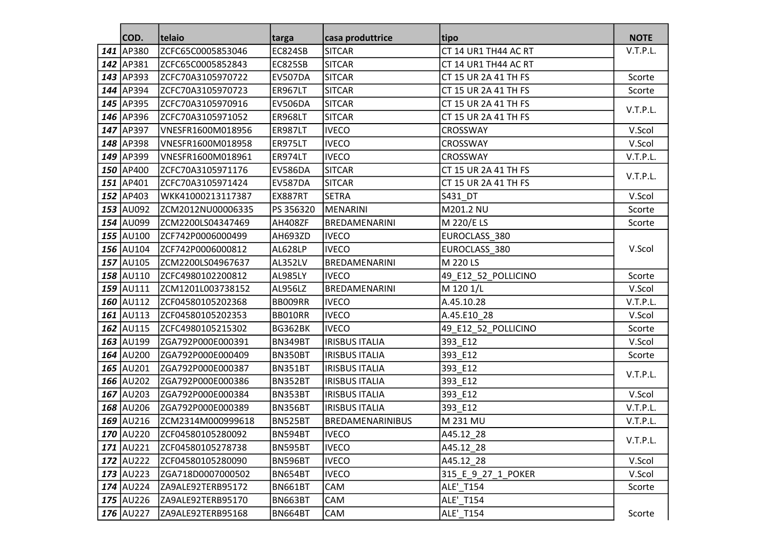|  | COD. | telaio | targa | casa produttrice | tipo | NOTE |
|---|---|---|---|---|---|---|
| ***141*** | AP380 | ZCFC65C0005853046 | EC824SB | SITCAR | CT 14 UR1 TH44 AC RT | V.T.P.L. |
| ***142*** | AP381 | ZCFC65C0005852843 | EC825SB | SITCAR | CT 14 UR1 TH44 AC RT |  |
| ***143*** | AP393 | ZCFC70A3105970722 | EV507DA | SITCAR | CT 15 UR 2A 41 TH FS | Scorte |
| ***144*** | AP394 | ZCFC70A3105970723 | ER967LT | SITCAR | CT 15 UR 2A 41 TH FS | Scorte |
| ***145*** | AP395 | ZCFC70A3105970916 | EV506DA | SITCAR | CT 15 UR 2A 41 TH FS | V.T.P.L. |
| ***146*** | AP396 | ZCFC70A3105971052 | ER968LT | SITCAR | CT 15 UR 2A 41 TH FS |  |
| ***147*** | AP397 | VNESFR1600M018956 | ER987LT | IVECO | CROSSWAY | V.Scol |
| ***148*** | AP398 | VNESFR1600M018958 | ER975LT | IVECO | CROSSWAY | V.Scol |
| ***149*** | AP399 | VNESFR1600M018961 | ER974LT | IVECO | CROSSWAY | V.T.P.L. |
| ***150*** | AP400 | ZCFC70A3105971176 | EV586DA | SITCAR | CT 15 UR 2A 41 TH FS | V.T.P.L. |
| ***151*** | AP401 | ZCFC70A3105971424 | EV587DA | SITCAR | CT 15 UR 2A 41 TH FS |  |
| ***152*** | AP403 | WKK41000213117387 | EX887RT | SETRA | S431_DT | V.Scol |
| ***153*** | AU092 | ZCM2012NU00006335 | PS 356320 | MENARINI | M201.2 NU | Scorte |
| ***154*** | AU099 | ZCM2200LS04347469 | AH408ZF | BREDAMENARINI | M 220/E LS | Scorte |
| ***155*** | AU100 | ZCF742P0006000499 | AH693ZD | IVECO | EUROCLASS_380 | V.Scol |
| ***156*** | AU104 | ZCF742P0006000812 | AL628LP | IVECO | EUROCLASS_380 |  |
| ***157*** | AU105 | ZCM2200LS04967637 | AL352LV | BREDAMENARINI | M 220 LS |  |
| ***158*** | AU110 | ZCFC4980102200812 | AL985LY | IVECO | 49_E12_52_POLLICINO | Scorte |
| ***159*** | AU111 | ZCM1201L003738152 | AL956LZ | BREDAMENARINI | M 120 1/L | V.Scol |
| ***160*** | AU112 | ZCF04580105202368 | BB009RR | IVECO | A.45.10.28 | V.T.P.L. |
| ***161*** | AU113 | ZCF04580105202353 | BB010RR | IVECO | A.45.E10_28 | V.Scol |
| ***162*** | AU115 | ZCFC4980105215302 | BG362BK | IVECO | 49_E12_52_POLLICINO | Scorte |
| ***163*** | AU199 | ZGA792P000E000391 | BN349BT | IRISBUS ITALIA | 393_E12 | V.Scol |
| ***164*** | AU200 | ZGA792P000E000409 | BN350BT | IRISBUS ITALIA | 393_E12 | Scorte |
| ***165*** | AU201 | ZGA792P000E000387 | BN351BT | IRISBUS ITALIA | 393_E12 | V.T.P.L. |
| ***166*** | AU202 | ZGA792P000E000386 | BN352BT | IRISBUS ITALIA | 393_E12 |  |
| ***167*** | AU203 | ZGA792P000E000384 | BN353BT | IRISBUS ITALIA | 393_E12 | V.Scol |
| ***168*** | AU206 | ZGA792P000E000389 | BN356BT | IRISBUS ITALIA | 393_E12 | V.T.P.L. |
| ***169*** | AU216 | ZCM2314M000999618 | BN525BT | BREDAMENARINIBUS | M 231 MU | V.T.P.L. |
| ***170*** | AU220 | ZCF04580105280092 | BN594BT | IVECO | A45.12_28 | V.T.P.L. |
| ***171*** | AU221 | ZCF04580105278738 | BN595BT | IVECO | A45.12_28 |  |
| ***172*** | AU222 | ZCF04580105280090 | BN596BT | IVECO | A45.12_28 | V.Scol |
| ***173*** | AU223 | ZGA718D0007000502 | BN654BT | IVECO | 315_E_9_27_1_POKER | V.Scol |
| ***174*** | AU224 | ZA9ALE92TERB95172 | BN661BT | CAM | ALE'_T154 | Scorte |
| ***175*** | AU226 | ZA9ALE92TERB95170 | BN663BT | CAM | ALE'_T154 | Scorte |
| ***176*** | AU227 | ZA9ALE92TERB95168 | BN664BT | CAM | ALE'_T154 |  |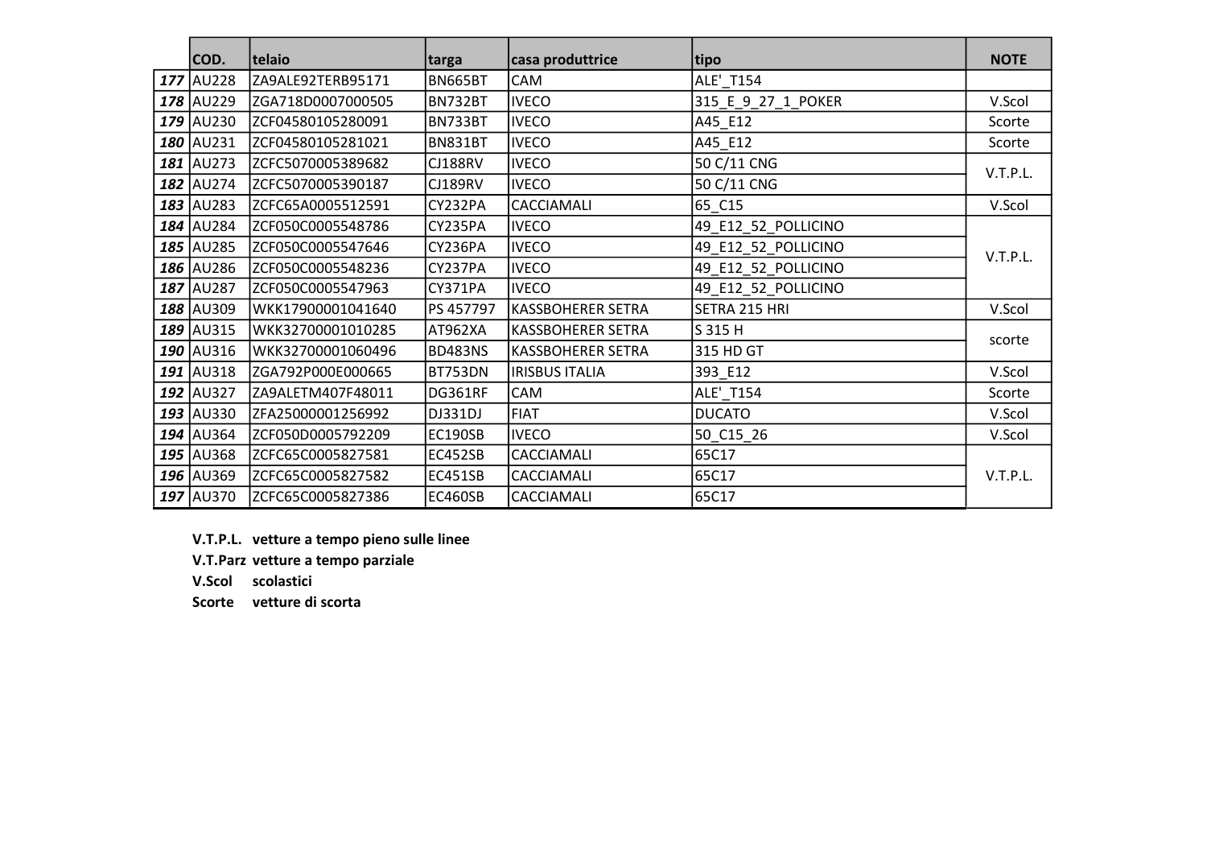| | COD. | telaio | targa | casa produttrice | tipo | NOTE |
|---|---|---|---|---|---|---|
| ***177*** | AU228 | ZA9ALE92TERB95171 | BN665BT | CAM | ALE'_T154 | |
| ***178*** | AU229 | ZGA718D0007000505 | BN732BT | IVECO | 315_E_9_27_1_POKER | V.Scol |
| ***179*** | AU230 | ZCF04580105280091 | BN733BT | IVECO | A45_E12 | Scorte |
| ***180*** | AU231 | ZCF04580105281021 | BN831BT | IVECO | A45_E12 | Scorte |
| ***181*** | AU273 | ZCFC5070005389682 | CJ188RV | IVECO | 50 C/11 CNG | V.T.P.L. |
| ***182*** | AU274 | ZCFC5070005390187 | CJ189RV | IVECO | 50 C/11 CNG | |
| ***183*** | AU283 | ZCFC65A0005512591 | CY232PA | CACCIAMALI | 65_C15 | V.Scol |
| ***184*** | AU284 | ZCF050C0005548786 | CY235PA | IVECO | 49_E12_52_POLLICINO | V.T.P.L. |
| ***185*** | AU285 | ZCF050C0005547646 | CY236PA | IVECO | 49_E12_52_POLLICINO | |
| ***186*** | AU286 | ZCF050C0005548236 | CY237PA | IVECO | 49_E12_52_POLLICINO | |
| ***187*** | AU287 | ZCF050C0005547963 | CY371PA | IVECO | 49_E12_52_POLLICINO | |
| ***188*** | AU309 | WKK17900001041640 | PS 457797 | KASSBOHERER SETRA | SETRA 215 HRI | V.Scol |
| ***189*** | AU315 | WKK32700001010285 | AT962XA | KASSBOHERER SETRA | S 315 H | scorte |
| ***190*** | AU316 | WKK32700001060496 | BD483NS | KASSBOHERER SETRA | 315 HD GT | |
| ***191*** | AU318 | ZGA792P000E000665 | BT753DN | IRISBUS ITALIA | 393_E12 | V.Scol |
| ***192*** | AU327 | ZA9ALETM407F48011 | DG361RF | CAM | ALE'_T154 | Scorte |
| ***193*** | AU330 | ZFA25000001256992 | DJ331DJ | FIAT | DUCATO | V.Scol |
| ***194*** | AU364 | ZCF050D0005792209 | EC190SB | IVECO | 50_C15_26 | V.Scol |
| ***195*** | AU368 | ZCFC65C0005827581 | EC452SB | CACCIAMALI | 65C17 | V.T.P.L. |
| ***196*** | AU369 | ZCFC65C0005827582 | EC451SB | CACCIAMALI | 65C17 | |
| ***197*** | AU370 | ZCFC65C0005827386 | EC460SB | CACCIAMALI | 65C17 | |

**V.T.P.L.** **vetture a tempo pieno sulle linee**
**V.T.Parz** **vetture a tempo parziale**
**V.Scol** **scolastici**
**Scorte** **vetture di scorta**